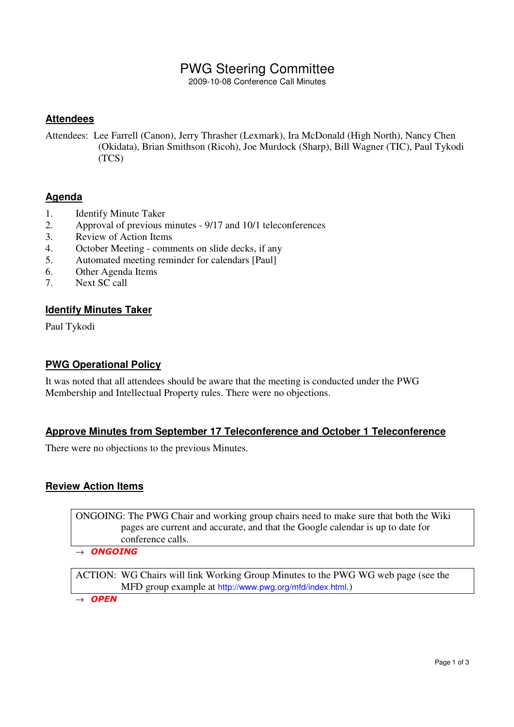# PWG Steering Committee

2009-10-08 Conference Call Minutes

## Attendees

Attendees: Lee Farrell (Canon), Jerry Thrasher (Lexmark), Ira McDonald (High North), Nancy Chen (Okidata), Brian Smithson (Ricoh), Joe Murdock (Sharp), Bill Wagner (TIC), Paul Tykodi (TCS)

## Agenda

1. Identify Minute Taker
2. Approval of previous minutes - 9/17 and 10/1 teleconferences
3. Review of Action Items
4. October Meeting - comments on slide decks, if any
5. Automated meeting reminder for calendars [Paul]
6. Other Agenda Items
7. Next SC call

## Identify Minutes Taker

Paul Tykodi

## PWG Operational Policy

It was noted that all attendees should be aware that the meeting is conducted under the PWG Membership and Intellectual Property rules. There were no objections.

## Approve Minutes from September 17 Teleconference and October 1 Teleconference

There were no objections to the previous Minutes.

## Review Action Items

| ONGOING: The PWG Chair and working group chairs need to make sure that both the Wiki pages are current and accurate, and that the Google calendar is up to date for conference calls. |
|---|

→ ***ONGOING***

| ACTION: WG Chairs will link Working Group Minutes to the PWG WG web page (see the MFD group example at http://www.pwg.org/mfd/index.html.) |
|---|

→ ***OPEN***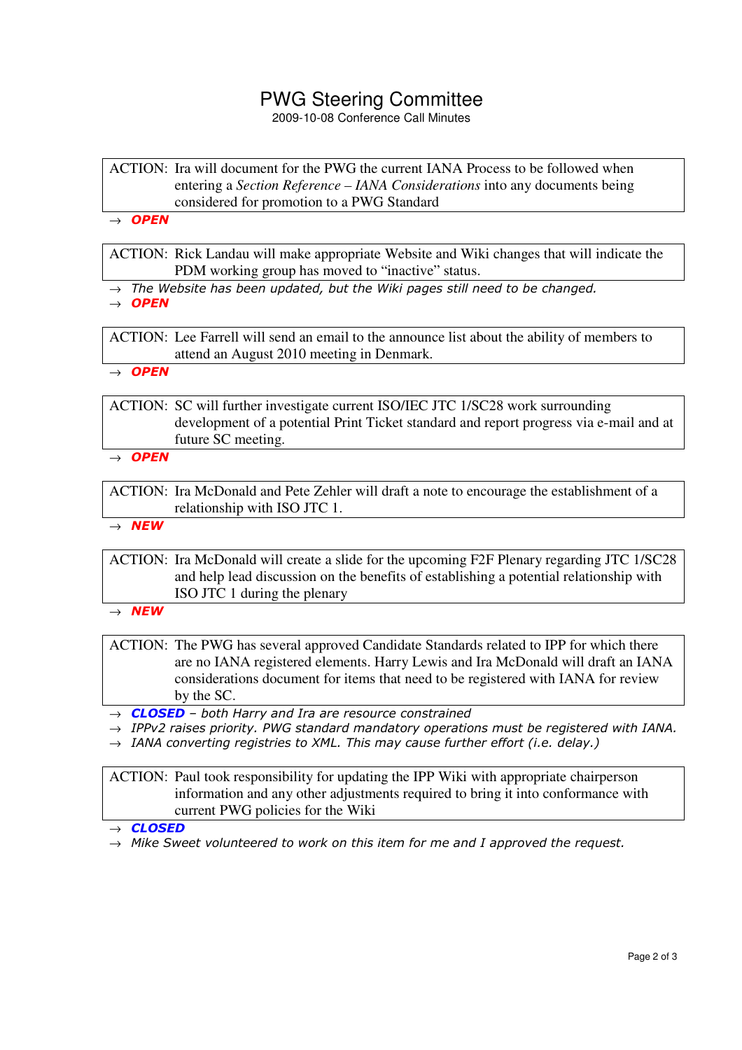# PWG Steering Committee

2009-10-08 Conference Call Minutes

> ACTION: Ira will document for the PWG the current IANA Process to be followed when entering a *Section Reference – IANA Considerations* into any documents being considered for promotion to a PWG Standard

→ ***OPEN***

> ACTION: Rick Landau will make appropriate Website and Wiki changes that will indicate the PDM working group has moved to "inactive" status.

→ *The Website has been updated, but the Wiki pages still need to be changed.*
→ ***OPEN***

> ACTION: Lee Farrell will send an email to the announce list about the ability of members to attend an August 2010 meeting in Denmark.

→ ***OPEN***

> ACTION: SC will further investigate current ISO/IEC JTC 1/SC28 work surrounding development of a potential Print Ticket standard and report progress via e-mail and at future SC meeting.

→ ***OPEN***

> ACTION: Ira McDonald and Pete Zehler will draft a note to encourage the establishment of a relationship with ISO JTC 1.

→ ***NEW***

> ACTION: Ira McDonald will create a slide for the upcoming F2F Plenary regarding JTC 1/SC28 and help lead discussion on the benefits of establishing a potential relationship with ISO JTC 1 during the plenary

→ ***NEW***

> ACTION: The PWG has several approved Candidate Standards related to IPP for which there are no IANA registered elements. Harry Lewis and Ira McDonald will draft an IANA considerations document for items that need to be registered with IANA for review by the SC.

→ ***CLOSED*** *– both Harry and Ira are resource constrained*
→ *IPPv2 raises priority. PWG standard mandatory operations must be registered with IANA.*
→ *IANA converting registries to XML. This may cause further effort (i.e. delay.)*

> ACTION: Paul took responsibility for updating the IPP Wiki with appropriate chairperson information and any other adjustments required to bring it into conformance with current PWG policies for the Wiki

→ ***CLOSED***
→ *Mike Sweet volunteered to work on this item for me and I approved the request.*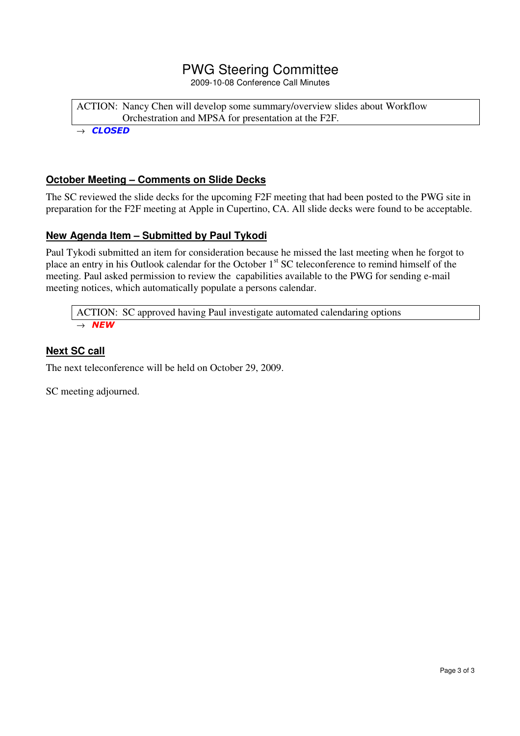ACTION: Nancy Chen will develop some summary/overview slides about Workflow Orchestration and MPSA for presentation at the F2F.

→ ***CLOSED***

## October Meeting – Comments on Slide Decks

The SC reviewed the slide decks for the upcoming F2F meeting that had been posted to the PWG site in preparation for the F2F meeting at Apple in Cupertino, CA. All slide decks were found to be acceptable.

## New Agenda Item – Submitted by Paul Tykodi

Paul Tykodi submitted an item for consideration because he missed the last meeting when he forgot to place an entry in his Outlook calendar for the October 1st SC teleconference to remind himself of the meeting. Paul asked permission to review the capabilities available to the PWG for sending e-mail meeting notices, which automatically populate a persons calendar.

ACTION: SC approved having Paul investigate automated calendaring options

→ ***NEW***

## Next SC call

The next teleconference will be held on October 29, 2009.

SC meeting adjourned.